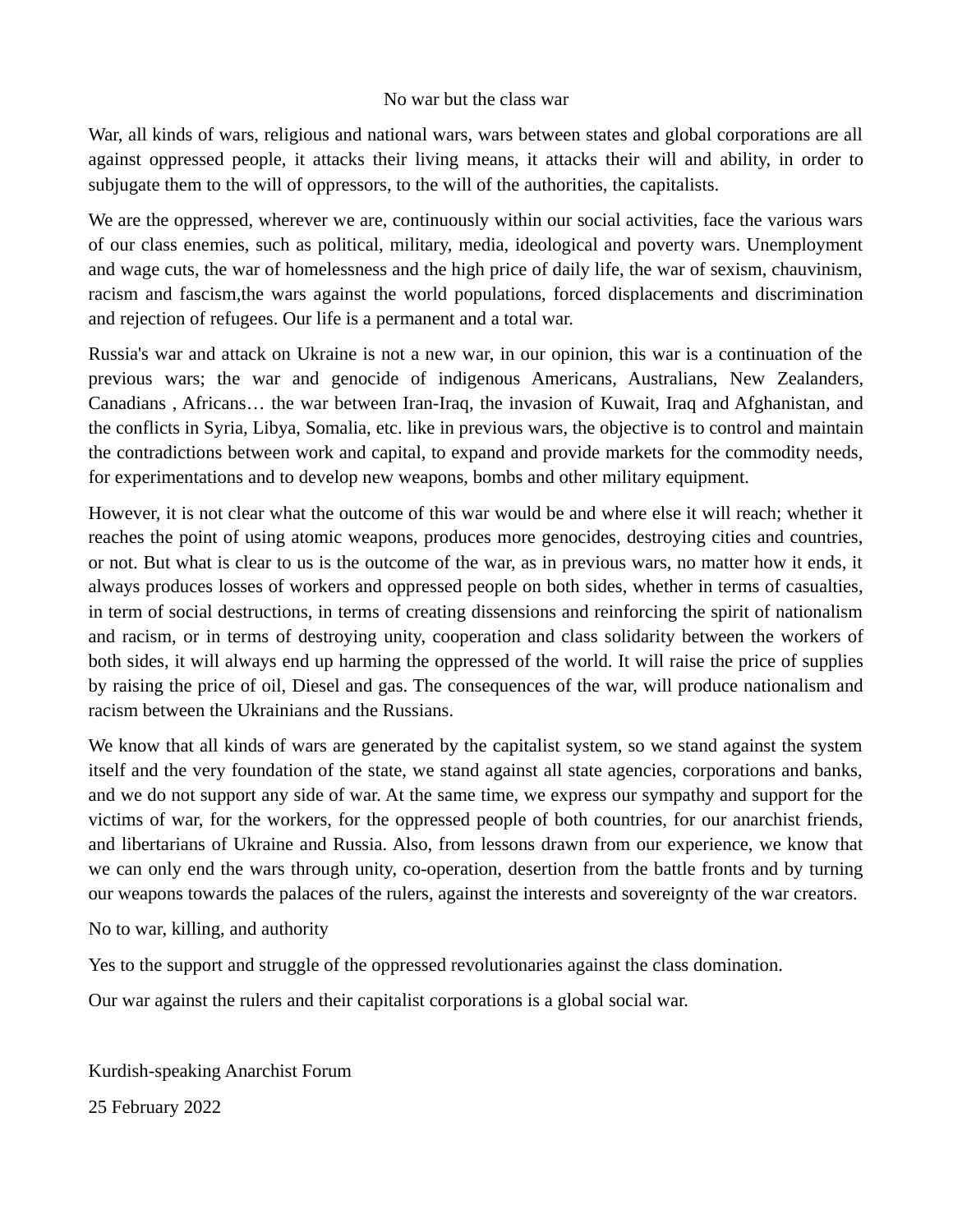# No war but the class war

War, all kinds of wars, religious and national wars, wars between states and global corporations are all against oppressed people, it attacks their living means, it attacks their will and ability, in order to subjugate them to the will of oppressors, to the will of the authorities, the capitalists.

We are the oppressed, wherever we are, continuously within our social activities, face the various wars of our class enemies, such as political, military, media, ideological and poverty wars. Unemployment and wage cuts, the war of homelessness and the high price of daily life, the war of sexism, chauvinism, racism and fascism,the wars against the world populations, forced displacements and discrimination and rejection of refugees. Our life is a permanent and a total war.

Russia's war and attack on Ukraine is not a new war, in our opinion, this war is a continuation of the previous wars; the war and genocide of indigenous Americans, Australians, New Zealanders, Canadians , Africans… the war between Iran-Iraq, the invasion of Kuwait, Iraq and Afghanistan, and the conflicts in Syria, Libya, Somalia, etc. like in previous wars, the objective is to control and maintain the contradictions between work and capital, to expand and provide markets for the commodity needs, for experimentations and to develop new weapons, bombs and other military equipment.

However, it is not clear what the outcome of this war would be and where else it will reach; whether it reaches the point of using atomic weapons, produces more genocides, destroying cities and countries, or not. But what is clear to us is the outcome of the war, as in previous wars, no matter how it ends, it always produces losses of workers and oppressed people on both sides, whether in terms of casualties, in term of social destructions, in terms of creating dissensions and reinforcing the spirit of nationalism and racism, or in terms of destroying unity, cooperation and class solidarity between the workers of both sides, it will always end up harming the oppressed of the world. It will raise the price of supplies by raising the price of oil, Diesel and gas. The consequences of the war, will produce nationalism and racism between the Ukrainians and the Russians.

We know that all kinds of wars are generated by the capitalist system, so we stand against the system itself and the very foundation of the state, we stand against all state agencies, corporations and banks, and we do not support any side of war. At the same time, we express our sympathy and support for the victims of war, for the workers, for the oppressed people of both countries, for our anarchist friends, and libertarians of Ukraine and Russia. Also, from lessons drawn from our experience, we know that we can only end the wars through unity, co-operation, desertion from the battle fronts and by turning our weapons towards the palaces of the rulers, against the interests and sovereignty of the war creators.

No to war, killing, and authority

Yes to the support and struggle of the oppressed revolutionaries against the class domination.

Our war against the rulers and their capitalist corporations is a global social war.

Kurdish-speaking Anarchist Forum

25 February 2022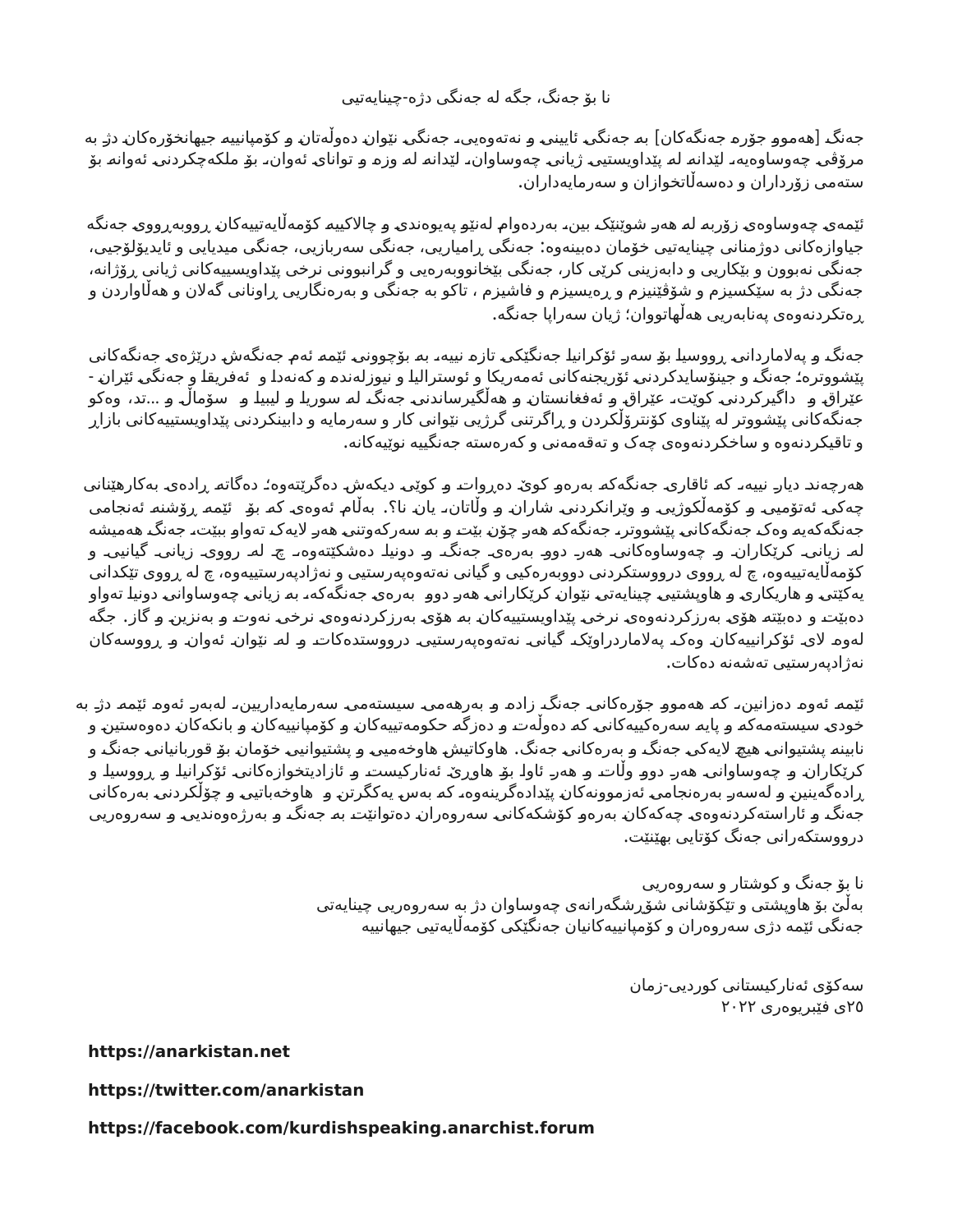نا بۆ جەنگ، جگە لە جەنگی دژە-چینایەتیی

جەنگ [هەموو جۆرە جەنگەکان] بە جەنگی ئایینی و نەتەوەیی، جەنگی نێوان دەوڵەتان و کۆمپانییە جیهانخۆرەکان دژ بە مرۆڤی چەوساوەیە، لێدانە لە پێداویستیی ژیانی چەوساوان، لێدانە لە وزە و توانای ئەوان، بۆ ملکەچکردنی ئەوانە بۆ ستەمی زۆرداران و دەسەڵاتخوازان و سەرمایەداران.

ئێمەی چەوساوەی زۆربە لە هەر شوێنێک بین، بەردەوام لەنێو پەیوەندی و چالاکییە کۆمەڵایەتییەکان ڕووبەڕووی جەنگە جیاوازەکانی دوژمنانی چینایەتیی خۆمان دەبینەوە: جەنگی ڕامیاریی، جەنگی سەربازیی، جەنگی میدیایی و ئایدیۆلۆجیی، جەنگی نەبوون و بێکاریی و دابەزینی کرێی کار، جەنگی بێخانووبەرەیی و گرانبوونی نرخی پێداویسییەکانی ژیانی ڕۆژانە، جەنگی دژ بە سێکسیزم و شۆڤێنیزم و ڕەیسیزم و فاشیزم ، تاکو بە جەنگی و بەرەنگاریی ڕاوانانی گەلان و هەڵاواردن و ڕەتکردنەوەی پەنابەریی هەڵهاتووان؛ ژیان سەراپا جەنگە.

جەنگ و پەلاماردانی ڕووسیا بۆ سەر ئۆکرانیا جەنگێکی تازە نییە، بە بۆچوونی ئێمە ئەم جەنگەش درێژەی جەنگەکانی پێشووترە؛ جەنگ و جینۆسایدکردنی ئۆریجنەکانی ئەمەریکا و ئوسترالیا و نیوزلەندە و کەنەدا و ئەفریقا و جەنگی ئێران - عێراق و داگیرکردنی کوێت، عێراق و ئەفغانستان و هەڵگیرساندنی جەنگ لە سوریا و لیبیا و سۆماڵ و ...تد، وەکو جەنگەکانی پێشووتر لە پێناوی کۆنترۆڵکردن و ڕاگرتنی گرژیی نێوانی کار و سەرمایە و دابینکردنی پێداویستییەکانی بازاڕ و تاقیکردنەوە و ساخکردنەوەی چەک و تەقەمەنی و کەرەستە جەنگییە نوێیەکانە.

هەرچەند دیار نییە، کە ئاقاری جەنگەکە بەرەو کوێ دەڕوات و کوێی دیکەش دەگرێتەوە؛ دەگاتە ڕادەی بەکارهێنانی چەکی ئەتۆمیی و کۆمەڵکوژیی و وێرانکردنی شاران و وڵاتان، یان نا؟. بەڵام ئەوەی کە بۆ ئێمە ڕۆشنە ئەنجامی جەنگەکەیە وەک جەنگەکانی پێشووتر، جەنگەکە هەر چۆن بێت و بە سەرکەوتنی هەر لایەک تەواو ببێت، جەنگ هەمیشە لە زیانی کرێکاران و چەوساوەکانی هەر دوو بەرەی جەنگ و دونیا دەشکێتەوە، چ لە رووی زیانی گیانیی و کۆمەڵایەتییەوە، چ لە ڕووی دروستکردنی دووبەرەکیی و گیانی نەتەوەپەرستیی و نەژادپەرستییەوە، چ لە ڕووی تێکدانی یەکێتیی و هاریکاری و هاوپشتیی چینایەتی نێوان کرێکارانی هەر دوو بەرەی جەنگەکە، بە زیانی چەوساوانی دونیا تەواو دەبێت و دەبێتە هۆی بەرزکردنەوەی نرخی پێداویستییەکان بە هۆی بەرزکردنەوەی نرخی نەوت و بەنزین و گاز. جگە لەوە لای ئۆکرانییەکان وەک پەلاماردراوێک گیانی نەتەوەپەرستیی دروستدەکات و لە نێوان ئەوان و ڕووسەکان نەژادپەرستیی تەشەنە دەکات.

ئێمە ئەوە دەزانین، کە هەموو جۆرەکانی جەنگ زادە و بەرهەمی سیستەمی سەرمایەدارین، لەبەر ئەوە ئێمە دژ بە خودی سیستەمەکە و پایە سەرەکییەکانی کە دەوڵەت و دەزگە حکومەتییەکان و کۆمپانییەکان و بانکەکان دەوەستین و نابینە پشتیوانی هیچ لایەکی جەنگ و بەرەکانی جەنگ. هاوکاتیش هاوخەمیی و پشتیوانیی خۆمان بۆ قوربانیانی جەنگ و کرێکاران و چەوساوانی هەر دوو وڵات و هەر ئاوا بۆ هاوڕێ ئەنارکیست و ئازادیتخوازەکانی ئۆکرانیا و ڕووسیا و ڕادەگەیەنین و لەسەر بەرەنجامی ئەزموونەکان پێدادەگرینەوە، کە بەس یەکگرتن و هاوخەباتیی و چڵکردنی بەرەکانی جەنگ و ئاراستەکردنەوەی چەکەکان بەرەو کۆشکەکانی سەروەران دەتوانێت بە جەنگ و بەرژەوەندیی و سەروەریی دروستکەرانی جەنگ کۆتایی بهێنێت.

نا بۆ جەنگ و کوشتار و سەروەریی
بەڵێ بۆ هاوپشتی و تێکۆشانی شۆڕشگەرانەی چەوساوان دژ بە سەروەریی چینایەتی
جەنگی ئێمە دژی سەروەران و کۆمپانییەکانیان جەنگێکی کۆمەڵایەتیی جیهانییە

سەکۆی ئەنارکیستانی کوردیی-زمان
٢٥ی فێبریوەری ٢٠٢٢

**https://anarkistan.net**

**https://twitter.com/anarkistan**

**https://facebook.com/kurdishspeaking.anarchist.forum**